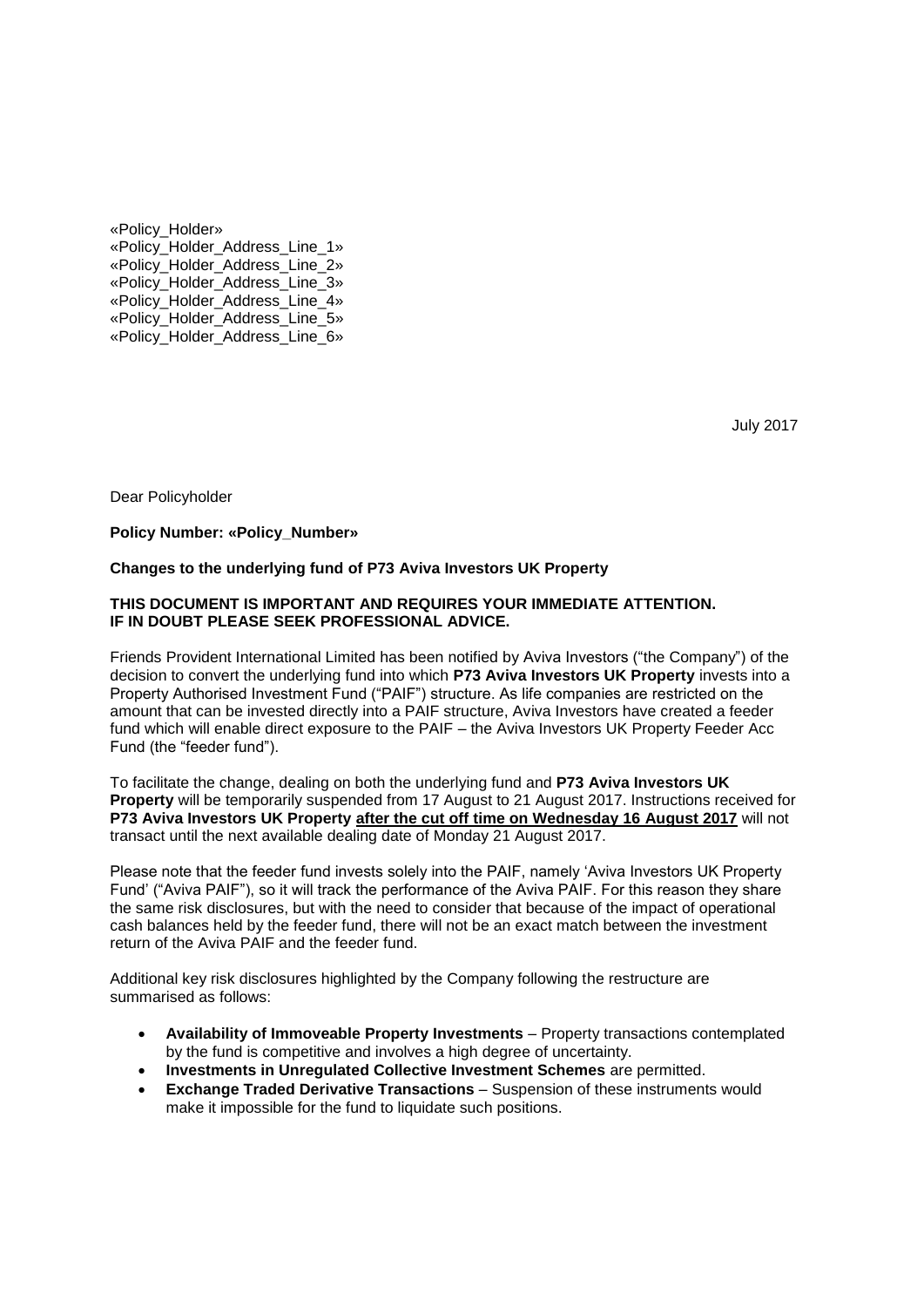«Policy_Holder»
«Policy_Holder_Address_Line_1»
«Policy_Holder_Address_Line_2»
«Policy_Holder_Address_Line_3»
«Policy_Holder_Address_Line_4»
«Policy_Holder_Address_Line_5»
«Policy_Holder_Address_Line_6»

July 2017

Dear Policyholder

**Policy Number: «Policy_Number»**

**Changes to the underlying fund of P73 Aviva Investors UK Property**

**THIS DOCUMENT IS IMPORTANT AND REQUIRES YOUR IMMEDIATE ATTENTION.**
**IF IN DOUBT PLEASE SEEK PROFESSIONAL ADVICE.**

Friends Provident International Limited has been notified by Aviva Investors ("the Company") of the decision to convert the underlying fund into which **P73 Aviva Investors UK Property** invests into a Property Authorised Investment Fund ("PAIF") structure. As life companies are restricted on the amount that can be invested directly into a PAIF structure, Aviva Investors have created a feeder fund which will enable direct exposure to the PAIF – the Aviva Investors UK Property Feeder Acc Fund (the "feeder fund").

To facilitate the change, dealing on both the underlying fund and **P73 Aviva Investors UK Property** will be temporarily suspended from 17 August to 21 August 2017. Instructions received for **P73 Aviva Investors UK Property <u>after the cut off time on Wednesday 16 August 2017</u>** will not transact until the next available dealing date of Monday 21 August 2017.

Please note that the feeder fund invests solely into the PAIF, namely 'Aviva Investors UK Property Fund' ("Aviva PAIF"), so it will track the performance of the Aviva PAIF. For this reason they share the same risk disclosures, but with the need to consider that because of the impact of operational cash balances held by the feeder fund, there will not be an exact match between the investment return of the Aviva PAIF and the feeder fund.

Additional key risk disclosures highlighted by the Company following the restructure are summarised as follows:

- **Availability of Immoveable Property Investments** – Property transactions contemplated by the fund is competitive and involves a high degree of uncertainty.
- **Investments in Unregulated Collective Investment Schemes** are permitted.
- **Exchange Traded Derivative Transactions** – Suspension of these instruments would make it impossible for the fund to liquidate such positions.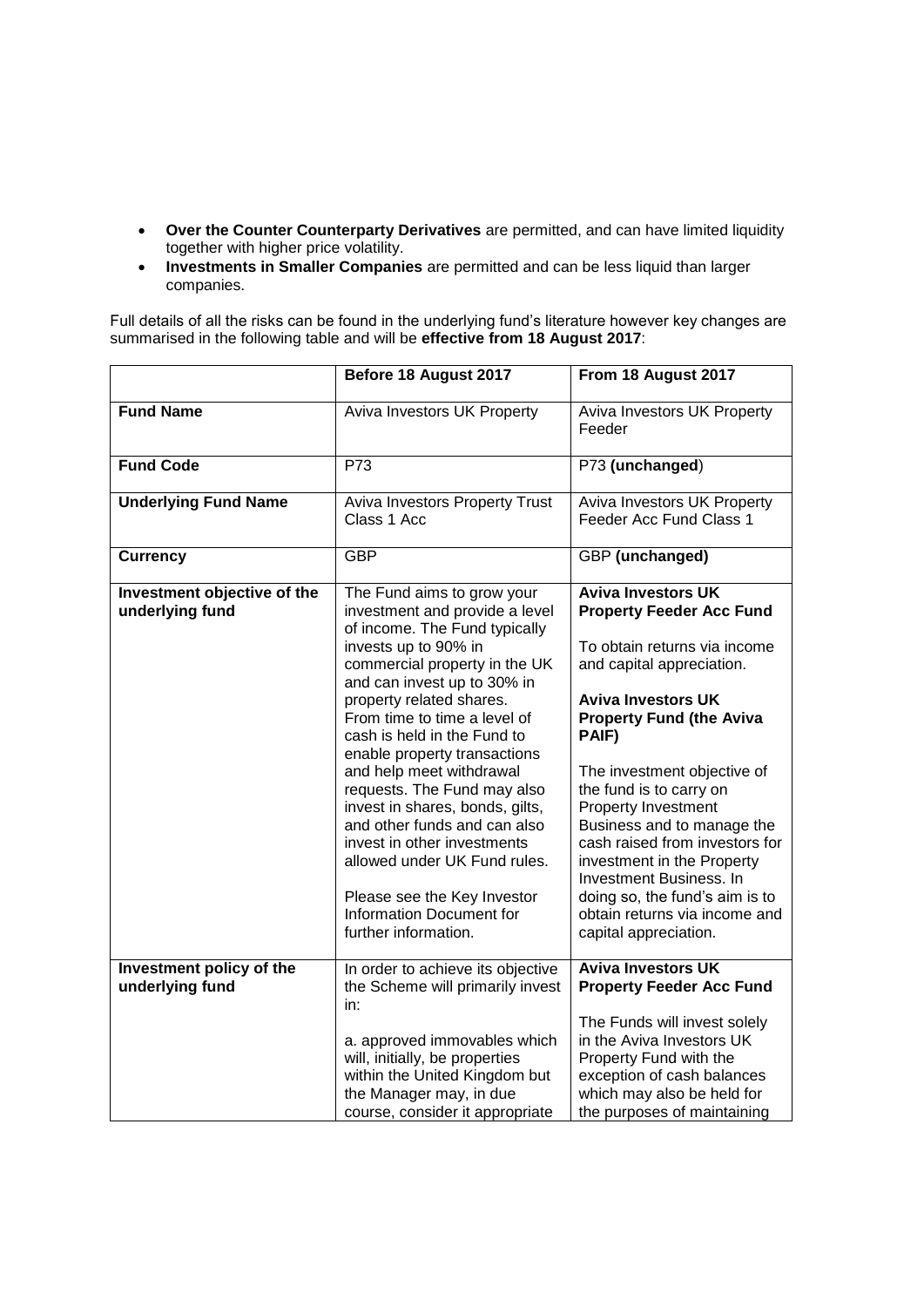- **Over the Counter Counterparty Derivatives** are permitted, and can have limited liquidity together with higher price volatility.
- **Investments in Smaller Companies** are permitted and can be less liquid than larger companies.

Full details of all the risks can be found in the underlying fund's literature however key changes are summarised in the following table and will be **effective from 18 August 2017**:

| | Before 18 August 2017 | From 18 August 2017 |
|---|---|---|
| **Fund Name** | Aviva Investors UK Property | Aviva Investors UK Property Feeder |
| **Fund Code** | P73 | P73 **(unchanged**) |
| **Underlying Fund Name** | Aviva Investors Property Trust Class 1 Acc | Aviva Investors UK Property Feeder Acc Fund Class 1 |
| **Currency** | GBP | GBP **(unchanged)** |
| **Investment objective of the underlying fund** | The Fund aims to grow your investment and provide a level of income. The Fund typically invests up to 90% in commercial property in the UK and can invest up to 30% in property related shares. From time to time a level of cash is held in the Fund to enable property transactions and help meet withdrawal requests. The Fund may also invest in shares, bonds, gilts, and other funds and can also invest in other investments allowed under UK Fund rules.<br><br>Please see the Key Investor Information Document for further information. | **Aviva Investors UK Property Feeder Acc Fund**<br><br>To obtain returns via income and capital appreciation.<br><br>**Aviva Investors UK Property Fund (the Aviva PAIF)**<br><br>The investment objective of the fund is to carry on Property Investment Business and to manage the cash raised from investors for investment in the Property Investment Business. In doing so, the fund's aim is to obtain returns via income and capital appreciation. |
| **Investment policy of the underlying fund** | In order to achieve its objective the Scheme will primarily invest in:<br><br>a. approved immovables which will, initially, be properties within the United Kingdom but the Manager may, in due course, consider it appropriate | **Aviva Investors UK Property Feeder Acc Fund**<br><br>The Funds will invest solely in the Aviva Investors UK Property Fund with the exception of cash balances which may also be held for the purposes of maintaining |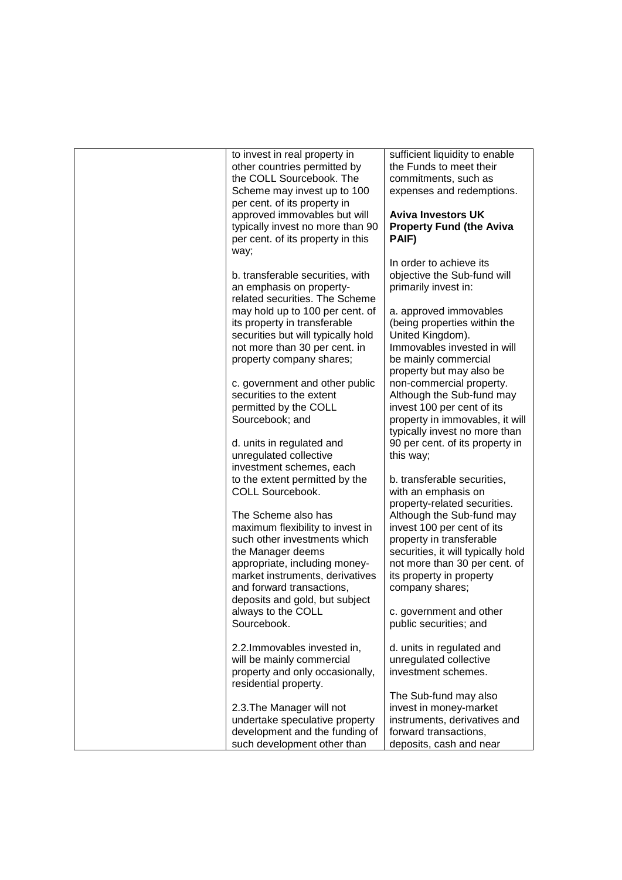| | | |
|---|---|---|
| | to invest in real property in other countries permitted by the COLL Sourcebook. The Scheme may invest up to 100 per cent. of its property in approved immovables but will typically invest no more than 90 per cent. of its property in this way;<br><br>b. transferable securities, with an emphasis on property-related securities. The Scheme may hold up to 100 per cent. of its property in transferable securities but will typically hold not more than 30 per cent. in property company shares;<br><br>c. government and other public securities to the extent permitted by the COLL Sourcebook; and<br><br>d. units in regulated and unregulated collective investment schemes, each to the extent permitted by the COLL Sourcebook.<br><br>The Scheme also has maximum flexibility to invest in such other investments which the Manager deems appropriate, including money-market instruments, derivatives and forward transactions, deposits and gold, but subject always to the COLL Sourcebook.<br><br>2.2.Immovables invested in, will be mainly commercial property and only occasionally, residential property.<br><br>2.3.The Manager will not undertake speculative property development and the funding of such development other than | sufficient liquidity to enable the Funds to meet their commitments, such as expenses and redemptions.<br><br>**Aviva Investors UK Property Fund (the Aviva PAIF)**<br><br>In order to achieve its objective the Sub-fund will primarily invest in:<br><br>a. approved immovables (being properties within the United Kingdom). Immovables invested in will be mainly commercial property but may also be non-commercial property. Although the Sub-fund may invest 100 per cent of its property in immovables, it will typically invest no more than 90 per cent. of its property in this way;<br><br>b. transferable securities, with an emphasis on property-related securities. Although the Sub-fund may invest 100 per cent of its property in transferable securities, it will typically hold not more than 30 per cent. of its property in property company shares;<br><br>c. government and other public securities; and<br><br>d. units in regulated and unregulated collective investment schemes.<br><br>The Sub-fund may also invest in money-market instruments, derivatives and forward transactions, deposits, cash and near |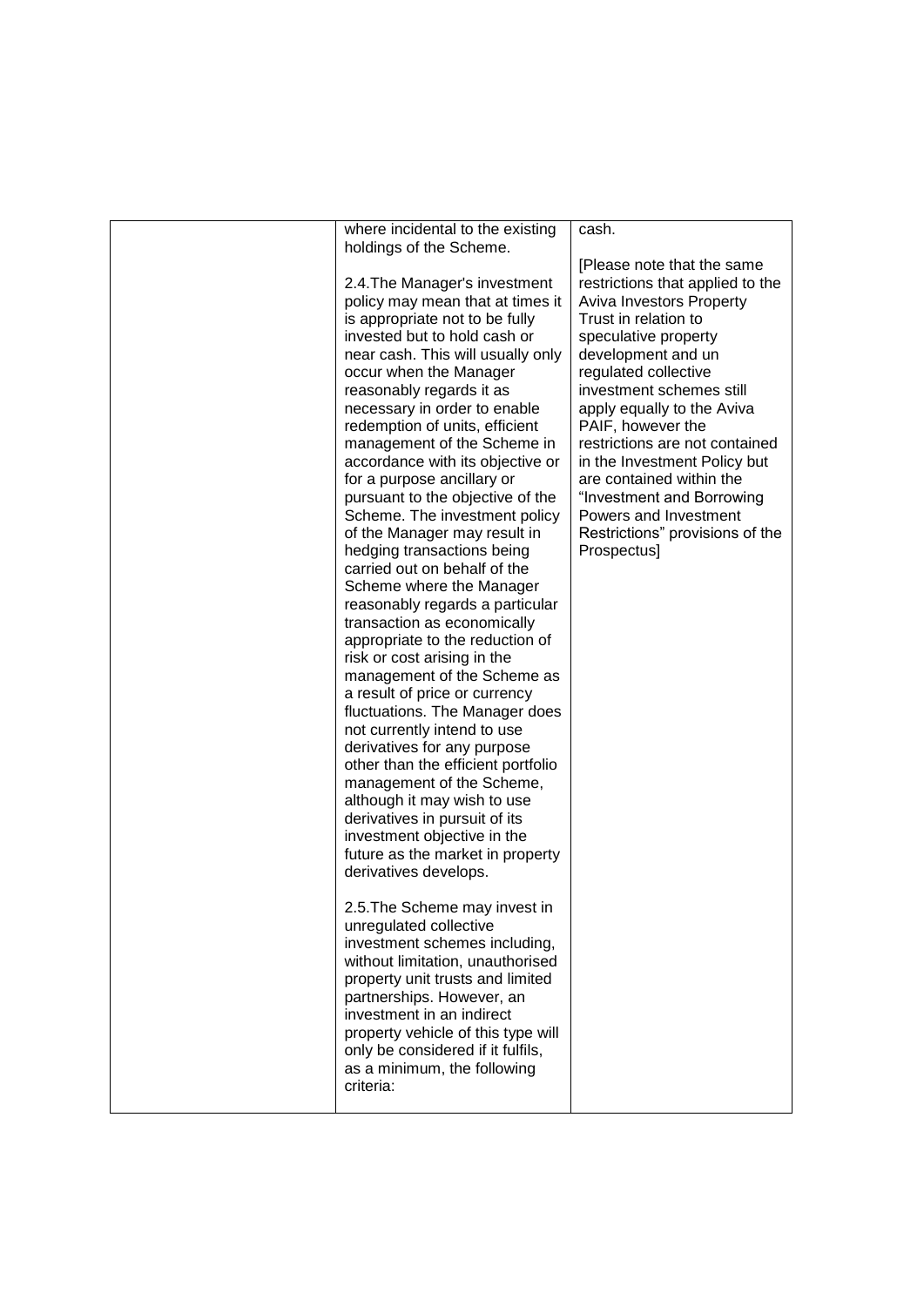| | | |
|---|---|---|
| | where incidental to the existing holdings of the Scheme.<br><br>2.4.The Manager's investment policy may mean that at times it is appropriate not to be fully invested but to hold cash or near cash. This will usually only occur when the Manager reasonably regards it as necessary in order to enable redemption of units, efficient management of the Scheme in accordance with its objective or for a purpose ancillary or pursuant to the objective of the Scheme. The investment policy of the Manager may result in hedging transactions being carried out on behalf of the Scheme where the Manager reasonably regards a particular transaction as economically appropriate to the reduction of risk or cost arising in the management of the Scheme as a result of price or currency fluctuations. The Manager does not currently intend to use derivatives for any purpose other than the efficient portfolio management of the Scheme, although it may wish to use derivatives in pursuit of its investment objective in the future as the market in property derivatives develops.<br><br>2.5.The Scheme may invest in unregulated collective investment schemes including, without limitation, unauthorised property unit trusts and limited partnerships. However, an investment in an indirect property vehicle of this type will only be considered if it fulfils, as a minimum, the following criteria: | cash.<br><br>[Please note that the same restrictions that applied to the Aviva Investors Property Trust in relation to speculative property development and un regulated collective investment schemes still apply equally to the Aviva PAIF, however the restrictions are not contained in the Investment Policy but are contained within the "Investment and Borrowing Powers and Investment Restrictions" provisions of the Prospectus] |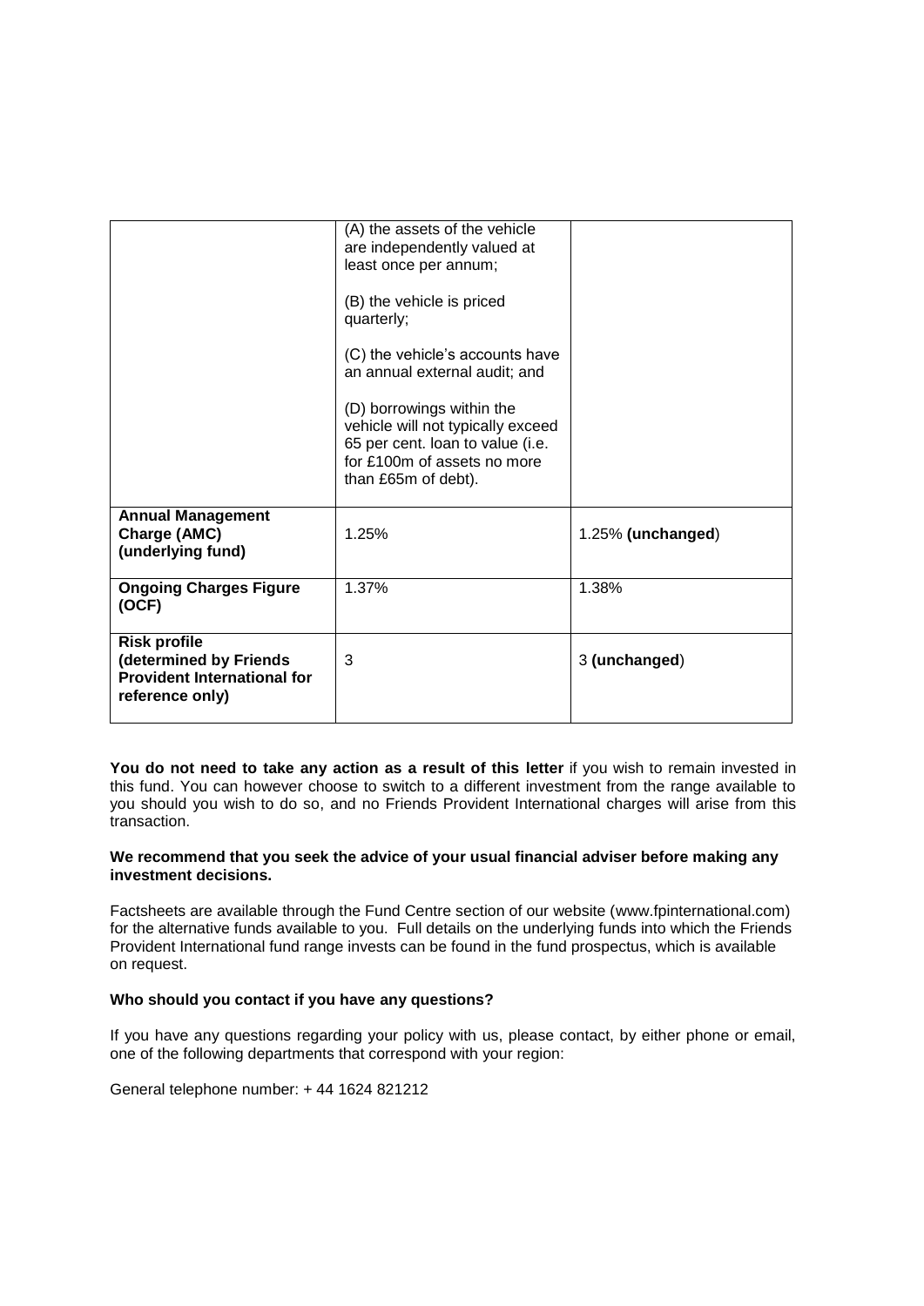|  |  |  |
|---|---|---|
|  | (A) the assets of the vehicle are independently valued at least once per annum;<br><br>(B) the vehicle is priced quarterly;<br><br>(C) the vehicle's accounts have an annual external audit; and<br><br>(D) borrowings within the vehicle will not typically exceed 65 per cent. loan to value (i.e. for £100m of assets no more than £65m of debt). |  |
| **Annual Management Charge (AMC) (underlying fund)** | 1.25% | 1.25% **(unchanged)** |
| **Ongoing Charges Figure (OCF)** | 1.37% | 1.38% |
| **Risk profile (determined by Friends Provident International for reference only)** | 3 | 3 **(unchanged)** |

**You do not need to take any action as a result of this letter** if you wish to remain invested in this fund. You can however choose to switch to a different investment from the range available to you should you wish to do so, and no Friends Provident International charges will arise from this transaction.

**We recommend that you seek the advice of your usual financial adviser before making any investment decisions.**

Factsheets are available through the Fund Centre section of our website (www.fpinternational.com) for the alternative funds available to you. Full details on the underlying funds into which the Friends Provident International fund range invests can be found in the fund prospectus, which is available on request.

**Who should you contact if you have any questions?**

If you have any questions regarding your policy with us, please contact, by either phone or email, one of the following departments that correspond with your region:

General telephone number: + 44 1624 821212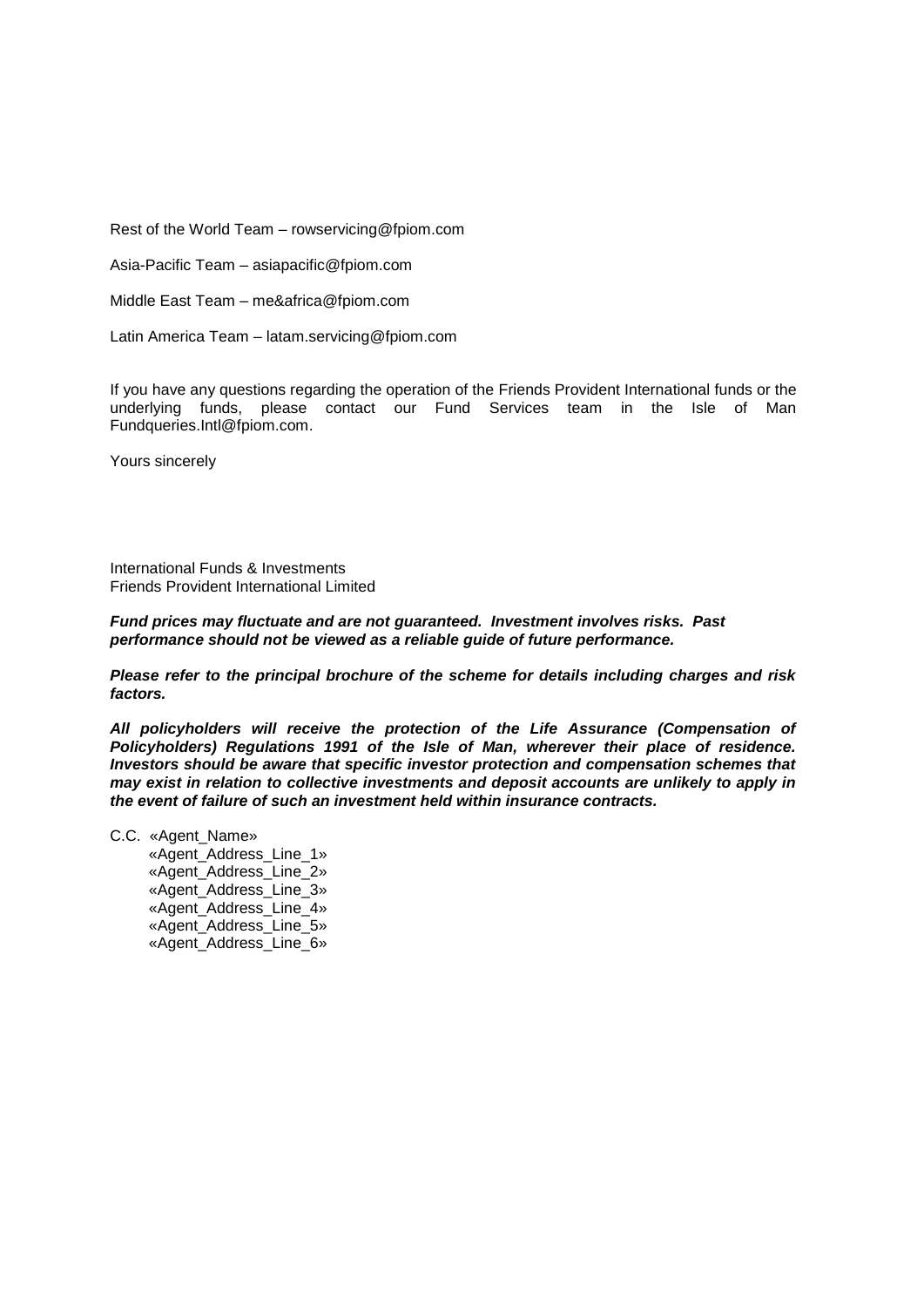Rest of the World Team – rowservicing@fpiom.com

Asia-Pacific Team – asiapacific@fpiom.com

Middle East Team – me&africa@fpiom.com

Latin America Team – latam.servicing@fpiom.com

If you have any questions regarding the operation of the Friends Provident International funds or the underlying funds, please contact our Fund Services team in the Isle of Man Fundqueries.Intl@fpiom.com.

Yours sincerely

International Funds & Investments
Friends Provident International Limited

***Fund prices may fluctuate and are not guaranteed. Investment involves risks. Past performance should not be viewed as a reliable guide of future performance.***

***Please refer to the principal brochure of the scheme for details including charges and risk factors.***

***All policyholders will receive the protection of the Life Assurance (Compensation of Policyholders) Regulations 1991 of the Isle of Man, wherever their place of residence. Investors should be aware that specific investor protection and compensation schemes that may exist in relation to collective investments and deposit accounts are unlikely to apply in the event of failure of such an investment held within insurance contracts.***

C.C. «Agent_Name»
«Agent_Address_Line_1»
«Agent_Address_Line_2»
«Agent_Address_Line_3»
«Agent_Address_Line_4»
«Agent_Address_Line_5»
«Agent_Address_Line_6»